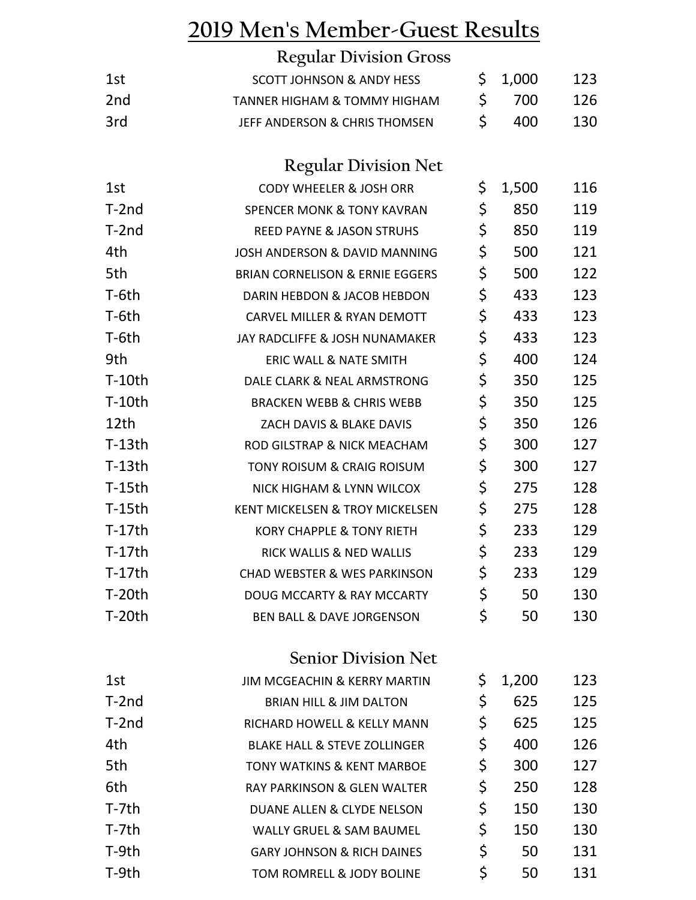# 2019 Men's Member-Guest Results

## Regular Division Gross

| Place | Team | Prize | Score |
|---|---|---|---|
| 1st | SCOTT JOHNSON & ANDY HESS | $ 1,000 | 123 |
| 2nd | TANNER HIGHAM & TOMMY HIGHAM | $ 700 | 126 |
| 3rd | JEFF ANDERSON & CHRIS THOMSEN | $ 400 | 130 |

## Regular Division Net

| Place | Team | Prize | Score |
|---|---|---|---|
| 1st | CODY WHEELER & JOSH ORR | $ 1,500 | 116 |
| T-2nd | SPENCER MONK & TONY KAVRAN | $ 850 | 119 |
| T-2nd | REED PAYNE & JASON STRUHS | $ 850 | 119 |
| 4th | JOSH ANDERSON & DAVID MANNING | $ 500 | 121 |
| 5th | BRIAN CORNELISON & ERNIE EGGERS | $ 500 | 122 |
| T-6th | DARIN HEBDON & JACOB HEBDON | $ 433 | 123 |
| T-6th | CARVEL MILLER & RYAN DEMOTT | $ 433 | 123 |
| T-6th | JAY RADCLIFFE & JOSH NUNAMAKER | $ 433 | 123 |
| 9th | ERIC WALL & NATE SMITH | $ 400 | 124 |
| T-10th | DALE CLARK & NEAL ARMSTRONG | $ 350 | 125 |
| T-10th | BRACKEN WEBB & CHRIS WEBB | $ 350 | 125 |
| 12th | ZACH DAVIS & BLAKE DAVIS | $ 350 | 126 |
| T-13th | ROD GILSTRAP & NICK MEACHAM | $ 300 | 127 |
| T-13th | TONY ROISUM & CRAIG ROISUM | $ 300 | 127 |
| T-15th | NICK HIGHAM & LYNN WILCOX | $ 275 | 128 |
| T-15th | KENT MICKELSEN & TROY MICKELSEN | $ 275 | 128 |
| T-17th | KORY CHAPPLE & TONY RIETH | $ 233 | 129 |
| T-17th | RICK WALLIS & NED WALLIS | $ 233 | 129 |
| T-17th | CHAD WEBSTER & WES PARKINSON | $ 233 | 129 |
| T-20th | DOUG MCCARTY & RAY MCCARTY | $ 50 | 130 |
| T-20th | BEN BALL & DAVE JORGENSON | $ 50 | 130 |

## Senior Division Net

| Place | Team | Prize | Score |
|---|---|---|---|
| 1st | JIM MCGEACHIN & KERRY MARTIN | $ 1,200 | 123 |
| T-2nd | BRIAN HILL & JIM DALTON | $ 625 | 125 |
| T-2nd | RICHARD HOWELL & KELLY MANN | $ 625 | 125 |
| 4th | BLAKE HALL & STEVE ZOLLINGER | $ 400 | 126 |
| 5th | TONY WATKINS & KENT MARBOE | $ 300 | 127 |
| 6th | RAY PARKINSON & GLEN WALTER | $ 250 | 128 |
| T-7th | DUANE ALLEN & CLYDE NELSON | $ 150 | 130 |
| T-7th | WALLY GRUEL & SAM BAUMEL | $ 150 | 130 |
| T-9th | GARY JOHNSON & RICH DAINES | $ 50 | 131 |
| T-9th | TOM ROMRELL & JODY BOLINE | $ 50 | 131 |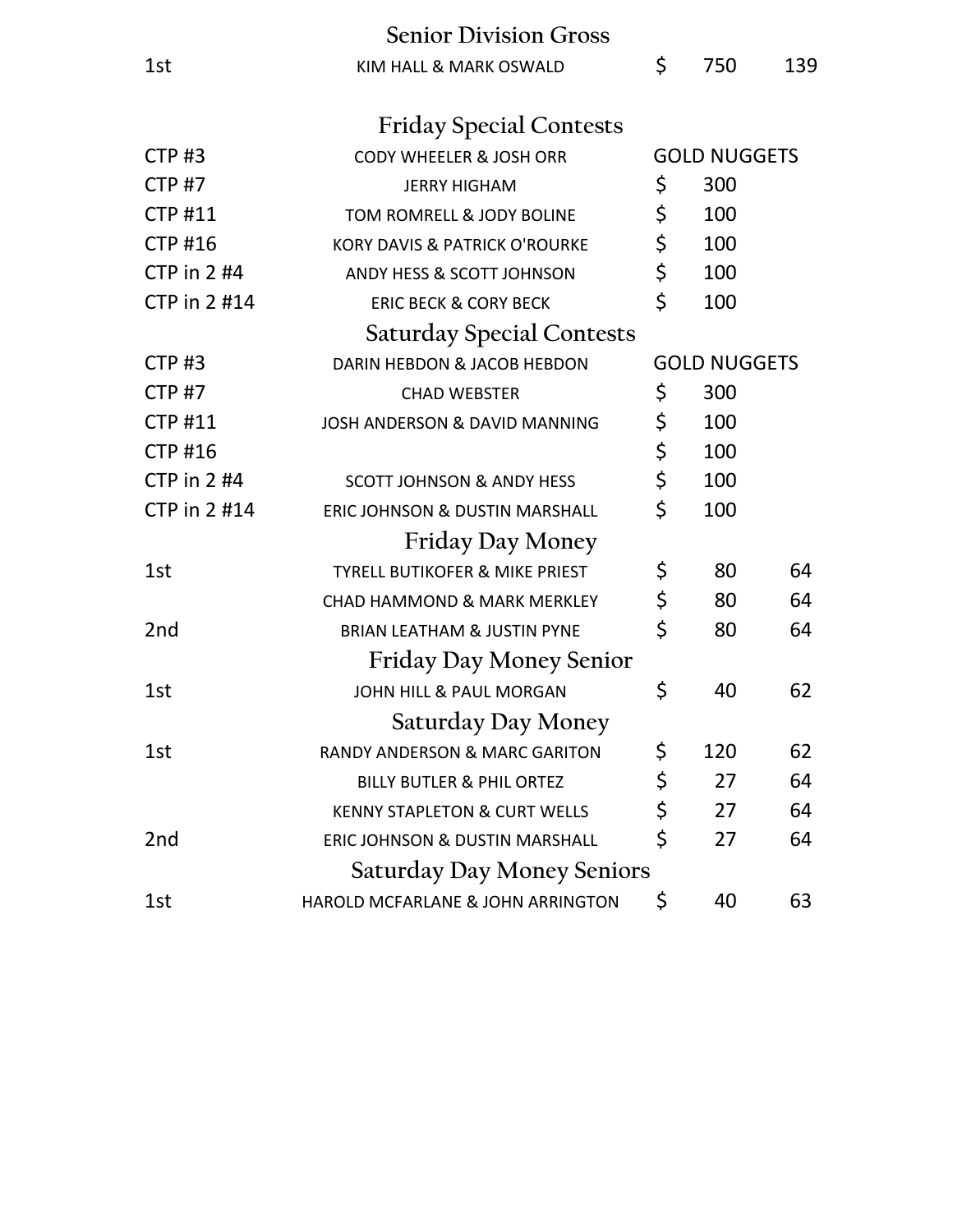## Senior Division Gross

| | | | |
|---|---|---|---|
| 1st | KIM HALL & MARK OSWALD | $ 750 | 139 |

## Friday Special Contests

| | | |
|---|---|---|
| CTP #3 | CODY WHEELER & JOSH ORR | GOLD NUGGETS |
| CTP #7 | JERRY HIGHAM | $ 300 |
| CTP #11 | TOM ROMRELL & JODY BOLINE | $ 100 |
| CTP #16 | KORY DAVIS & PATRICK O'ROURKE | $ 100 |
| CTP in 2 #4 | ANDY HESS & SCOTT JOHNSON | $ 100 |
| CTP in 2 #14 | ERIC BECK & CORY BECK | $ 100 |

## Saturday Special Contests

| | | |
|---|---|---|
| CTP #3 | DARIN HEBDON & JACOB HEBDON | GOLD NUGGETS |
| CTP #7 | CHAD WEBSTER | $ 300 |
| CTP #11 | JOSH ANDERSON & DAVID MANNING | $ 100 |
| CTP #16 | | $ 100 |
| CTP in 2 #4 | SCOTT JOHNSON & ANDY HESS | $ 100 |
| CTP in 2 #14 | ERIC JOHNSON & DUSTIN MARSHALL | $ 100 |

## Friday Day Money

| | | | |
|---|---|---|---|
| 1st | TYRELL BUTIKOFER & MIKE PRIEST | $ 80 | 64 |
| | CHAD HAMMOND & MARK MERKLEY | $ 80 | 64 |
| 2nd | BRIAN LEATHAM & JUSTIN PYNE | $ 80 | 64 |

## Friday Day Money Senior

| | | | |
|---|---|---|---|
| 1st | JOHN HILL & PAUL MORGAN | $ 40 | 62 |

## Saturday Day Money

| | | | |
|---|---|---|---|
| 1st | RANDY ANDERSON & MARC GARITON | $ 120 | 62 |
| | BILLY BUTLER & PHIL ORTEZ | $ 27 | 64 |
| | KENNY STAPLETON & CURT WELLS | $ 27 | 64 |
| 2nd | ERIC JOHNSON & DUSTIN MARSHALL | $ 27 | 64 |

## Saturday Day Money Seniors

| | | | |
|---|---|---|---|
| 1st | HAROLD MCFARLANE & JOHN ARRINGTON | $ 40 | 63 |